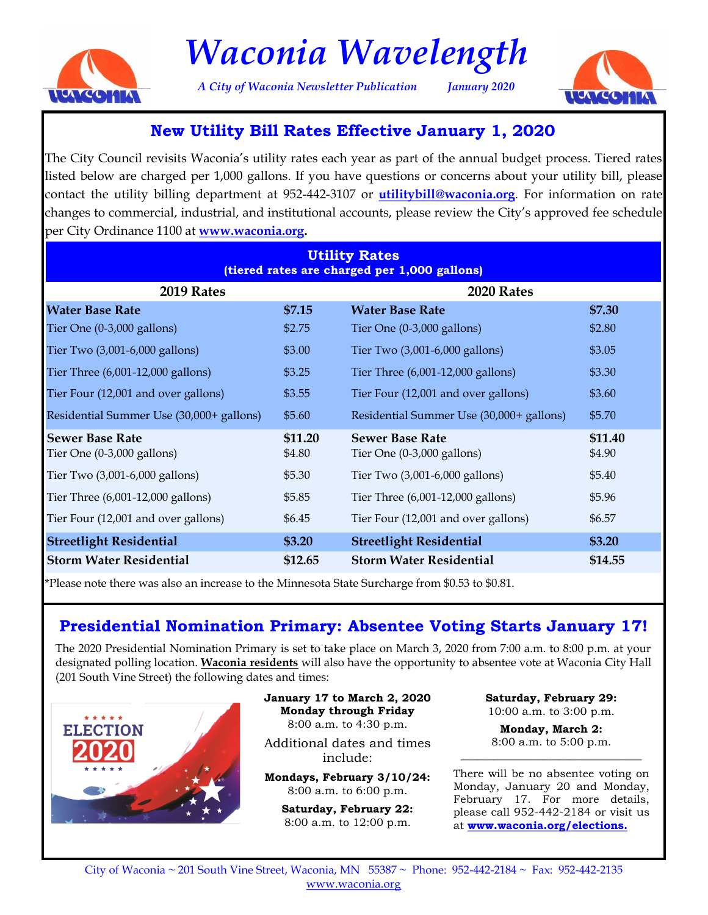# Waconia Wavelength

*A City of Waconia Newsletter Publication* *January 2020*

## New Utility Bill Rates Effective January 1, 2020

The City Council revisits Waconia's utility rates each year as part of the annual budget process. Tiered rates listed below are charged per 1,000 gallons. If you have questions or concerns about your utility bill, please contact the utility billing department at 952-442-3107 or **utilitybill@waconia.org**. For information on rate changes to commercial, industrial, and institutional accounts, please review the City's approved fee schedule per City Ordinance 1100 at **www.waconia.org**.

**Utility Rates**
**(tiered rates are charged per 1,000 gallons)**

| 2019 Rates | | 2020 Rates | |
|---|---|---|---|
| **Water Base Rate** | **$7.15** | **Water Base Rate** | **$7.30** |
| Tier One (0-3,000 gallons) | $2.75 | Tier One (0-3,000 gallons) | $2.80 |
| Tier Two (3,001-6,000 gallons) | $3.00 | Tier Two (3,001-6,000 gallons) | $3.05 |
| Tier Three (6,001-12,000 gallons) | $3.25 | Tier Three (6,001-12,000 gallons) | $3.30 |
| Tier Four (12,001 and over gallons) | $3.55 | Tier Four (12,001 and over gallons) | $3.60 |
| Residential Summer Use (30,000+ gallons) | $5.60 | Residential Summer Use (30,000+ gallons) | $5.70 |
| **Sewer Base Rate** | **$11.20** | **Sewer Base Rate** | **$11.40** |
| Tier One (0-3,000 gallons) | $4.80 | Tier One (0-3,000 gallons) | $4.90 |
| Tier Two (3,001-6,000 gallons) | $5.30 | Tier Two (3,001-6,000 gallons) | $5.40 |
| Tier Three (6,001-12,000 gallons) | $5.85 | Tier Three (6,001-12,000 gallons) | $5.96 |
| Tier Four (12,001 and over gallons) | $6.45 | Tier Four (12,001 and over gallons) | $6.57 |
| **Streetlight Residential** | **$3.20** | **Streetlight Residential** | **$3.20** |
| **Storm Water Residential** | **$12.65** | **Storm Water Residential** | **$14.55** |

*Please note there was also an increase to the Minnesota State Surcharge from $0.53 to $0.81.

## Presidential Nomination Primary: Absentee Voting Starts January 17!

The 2020 Presidential Nomination Primary is set to take place on March 3, 2020 from 7:00 a.m. to 8:00 p.m. at your designated polling location. **Waconia residents** will also have the opportunity to absentee vote at Waconia City Hall (201 South Vine Street) the following dates and times:

**January 17 to March 2, 2020**
**Monday through Friday**
8:00 a.m. to 4:30 p.m.

Additional dates and times include:

**Mondays, February 3/10/24:**
8:00 a.m. to 6:00 p.m.

**Saturday, February 22:**
8:00 a.m. to 12:00 p.m.

**Saturday, February 29:**
10:00 a.m. to 3:00 p.m.

**Monday, March 2:**
8:00 a.m. to 5:00 p.m.

There will be no absentee voting on Monday, January 20 and Monday, February 17. For more details, please call 952-442-2184 or visit us at **www.waconia.org/elections.**

City of Waconia ~ 201 South Vine Street, Waconia, MN 55387 ~ Phone: 952-442-2184 ~ Fax: 952-442-2135
www.waconia.org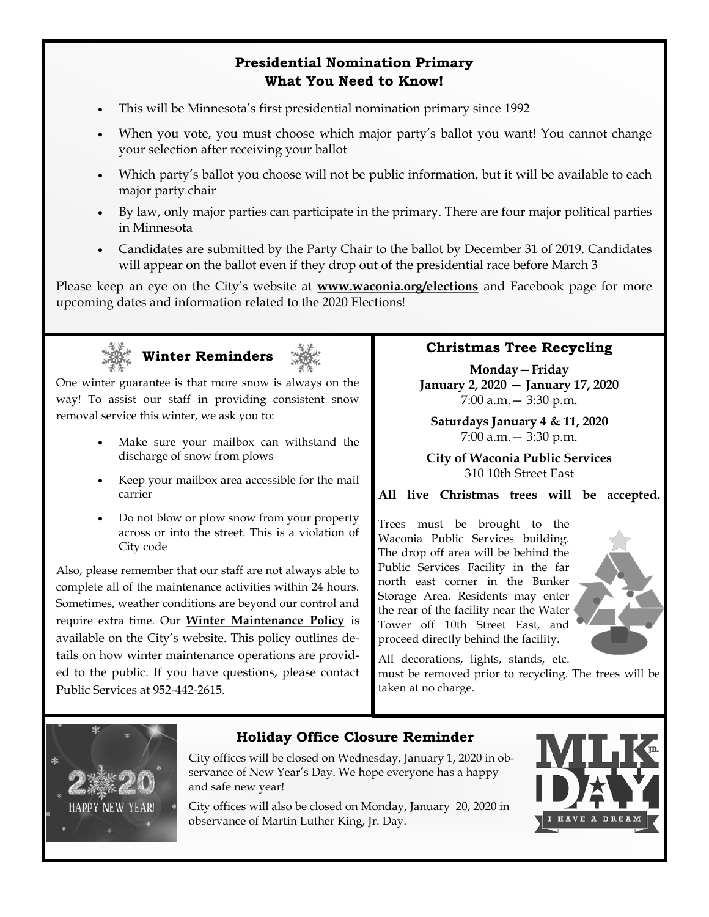## Presidential Nomination Primary What You Need to Know!

- This will be Minnesota's first presidential nomination primary since 1992
- When you vote, you must choose which major party's ballot you want! You cannot change your selection after receiving your ballot
- Which party's ballot you choose will not be public information, but it will be available to each major party chair
- By law, only major parties can participate in the primary. There are four major political parties in Minnesota
- Candidates are submitted by the Party Chair to the ballot by December 31 of 2019. Candidates will appear on the ballot even if they drop out of the presidential race before March 3

Please keep an eye on the City's website at **www.waconia.org/elections** and Facebook page for more upcoming dates and information related to the 2020 Elections!

## Winter Reminders

One winter guarantee is that more snow is always on the way! To assist our staff in providing consistent snow removal service this winter, we ask you to:

- Make sure your mailbox can withstand the discharge of snow from plows
- Keep your mailbox area accessible for the mail carrier
- Do not blow or plow snow from your property across or into the street. This is a violation of City code

Also, please remember that our staff are not always able to complete all of the maintenance activities within 24 hours. Sometimes, weather conditions are beyond our control and require extra time. Our **Winter Maintenance Policy** is available on the City's website. This policy outlines details on how winter maintenance operations are provided to the public. If you have questions, please contact Public Services at 952-442-2615.

## Christmas Tree Recycling

**Monday—Friday**
**January 2, 2020 — January 17, 2020**
7:00 a.m.— 3:30 p.m.

**Saturdays January 4 & 11, 2020**
7:00 a.m.— 3:30 p.m.

**City of Waconia Public Services**
310 10th Street East

**All live Christmas trees will be accepted.**

Trees must be brought to the Waconia Public Services building. The drop off area will be behind the Public Services Facility in the far north east corner in the Bunker Storage Area. Residents may enter the rear of the facility near the Water Tower off 10th Street East, and proceed directly behind the facility.

All decorations, lights, stands, etc. must be removed prior to recycling. The trees will be taken at no charge.

## Holiday Office Closure Reminder

City offices will be closed on Wednesday, January 1, 2020 in observance of New Year's Day. We hope everyone has a happy and safe new year!

City offices will also be closed on Monday, January 20, 2020 in observance of Martin Luther King, Jr. Day.